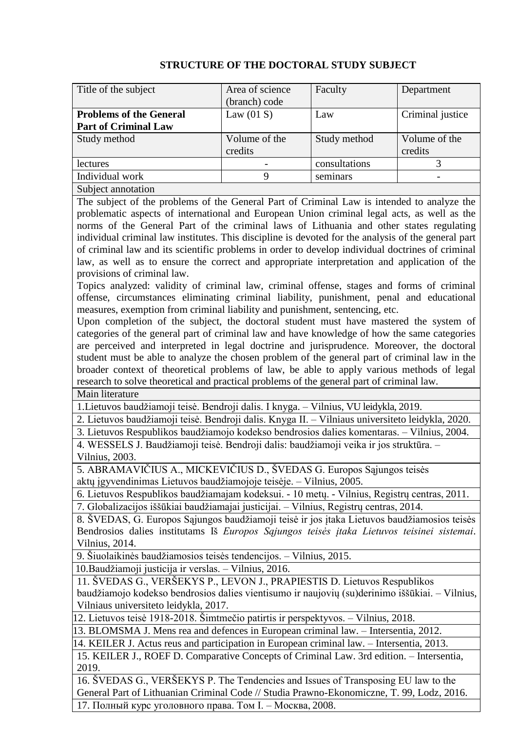# STRUCTURE OF THE DOCTORAL STUDY SUBJECT

| Title of the subject | Area of science (branch) code | Faculty | Department |
|---|---|---|---|
| **Problems of the General Part of Criminal Law** | Law (01 S) | Law | Criminal justice |
| Study method | Volume of the credits | Study method | Volume of the credits |
| lectures | - | consultations | 3 |
| Individual work | 9 | seminars | - |

**Subject annotation**

The subject of the problems of the General Part of Criminal Law is intended to analyze the problematic aspects of international and European Union criminal legal acts, as well as the norms of the General Part of the criminal laws of Lithuania and other states regulating individual criminal law institutes. This discipline is devoted for the analysis of the general part of criminal law and its scientific problems in order to develop individual doctrines of criminal law, as well as to ensure the correct and appropriate interpretation and application of the provisions of criminal law.

Topics analyzed: validity of criminal law, criminal offense, stages and forms of criminal offense, circumstances eliminating criminal liability, punishment, penal and educational measures, exemption from criminal liability and punishment, sentencing, etc.

Upon completion of the subject, the doctoral student must have mastered the system of categories of the general part of criminal law and have knowledge of how the same categories are perceived and interpreted in legal doctrine and jurisprudence. Moreover, the doctoral student must be able to analyze the chosen problem of the general part of criminal law in the broader context of theoretical problems of law, be able to apply various methods of legal research to solve theoretical and practical problems of the general part of criminal law.

**Main literature**

1. Lietuvos baudžiamoji teisė. Bendroji dalis. I knyga. – Vilnius, VU leidykla, 2019.
2. Lietuvos baudžiamoji teisė. Bendroji dalis. Knyga II. – Vilniaus universiteto leidykla, 2020.
3. Lietuvos Respublikos baudžiamojo kodekso bendrosios dalies komentaras. – Vilnius, 2004.
4. WESSELS J. Baudžiamoji teisė. Bendroji dalis: baudžiamoji veika ir jos struktūra. – Vilnius, 2003.
5. ABRAMAVIČIUS A., MICKEVIČIUS D., ŠVEDAS G. Europos Sąjungos teisės aktų įgyvendinimas Lietuvos baudžiamojoje teisėje. – Vilnius, 2005.
6. Lietuvos Respublikos baudžiamajam kodeksui. - 10 metų. - Vilnius, Registrų centras, 2011.
7. Globalizacijos iššūkiai baudžiamajai justicijai. – Vilnius, Registrų centras, 2014.
8. ŠVEDAS, G. Europos Sąjungos baudžiamoji teisė ir jos įtaka Lietuvos baudžiamosios teisės Bendrosios dalies institutams Iš *Europos Sąjungos teisės įtaka Lietuvos teisinei sistemai*. Vilnius, 2014.
9. Šiuolaikinės baudžiamosios teisės tendencijos. – Vilnius, 2015.
10. Baudžiamoji justicija ir verslas. – Vilnius, 2016.
11. ŠVEDAS G., VERŠEKYS P., LEVON J., PRAPIESTIS D. Lietuvos Respublikos baudžiamojo kodekso bendrosios dalies vientisumo ir naujovių (su)derinimo iššūkiai. – Vilnius, Vilniaus universiteto leidykla, 2017.
12. Lietuvos teisė 1918-2018. Šimtmečio patirtis ir perspektyvos. – Vilnius, 2018.
13. BLOMSMA J. Mens rea and defences in European criminal law. – Intersentia, 2012.
14. KEILER J. Actus reus and participation in European criminal law. – Intersentia, 2013.
15. KEILER J., ROEF D. Comparative Concepts of Criminal Law. 3rd edition. – Intersentia, 2019.
16. ŠVEDAS G., VERŠEKYS P. The Tendencies and Issues of Transposing EU law to the General Part of Lithuanian Criminal Code // Studia Prawno-Ekonomiczne, T. 99, Lodz, 2016.
17. Полный курс уголовного права. Том I. – Москва, 2008.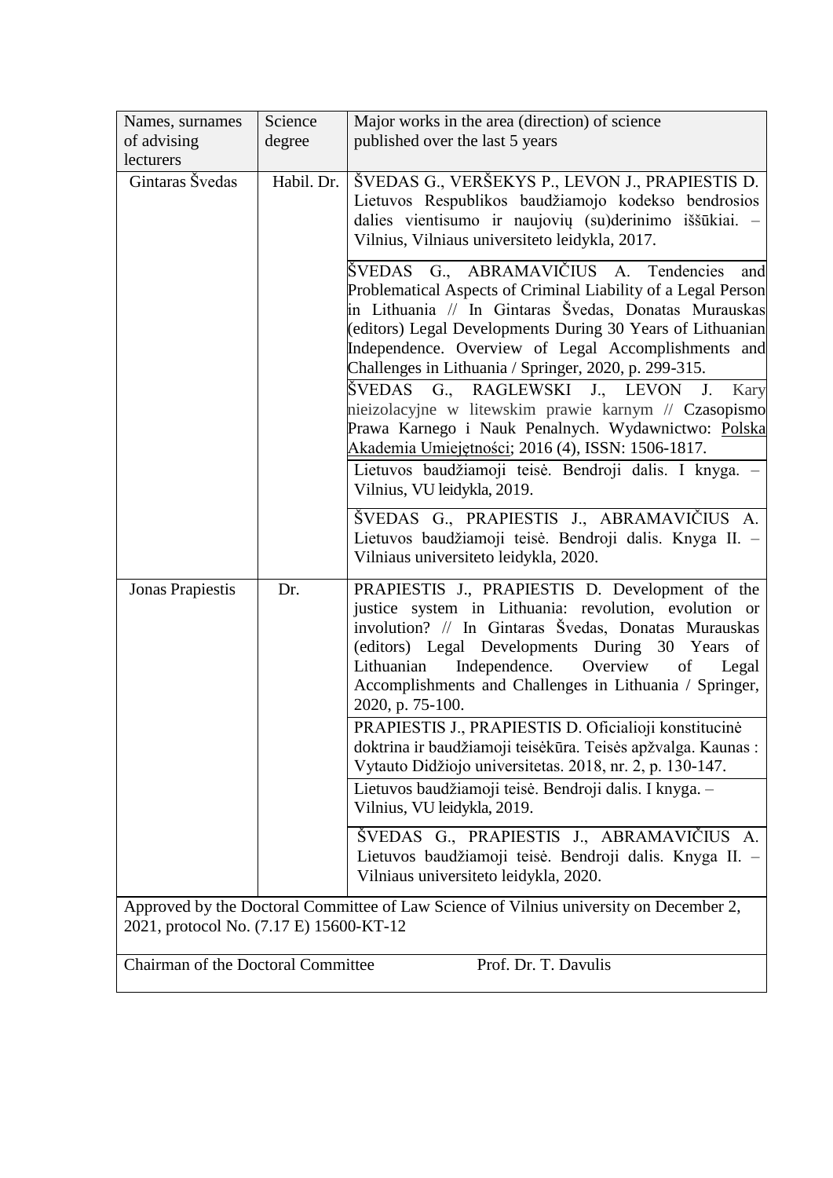| Names, surnames of advising lecturers | Science degree | Major works in the area (direction) of science published over the last 5 years |
|---|---|---|
| Gintaras Švedas | Habil. Dr. | ŠVEDAS G., VERŠEKYS P., LEVON J., PRAPIESTIS D. Lietuvos Respublikos baudžiamojo kodekso bendrosios dalies vientisumo ir naujovių (su)derinimo iššūkiai. – Vilnius, Vilniaus universiteto leidykla, 2017. |
| | | ŠVEDAS G., ABRAMAVIČIUS A. Tendencies and Problematical Aspects of Criminal Liability of a Legal Person in Lithuania // In Gintaras Švedas, Donatas Murauskas (editors) Legal Developments During 30 Years of Lithuanian Independence. Overview of Legal Accomplishments and Challenges in Lithuania / Springer, 2020, p. 299-315. |
| | | ŠVEDAS G., RAGLEWSKI J., LEVON J. Kary nieizolacyjne w litewskim prawie karnym // Czasopismo Prawa Karnego i Nauk Penalnych. Wydawnictwo: Polska Akademia Umiejętności; 2016 (4), ISSN: 1506-1817. |
| | | Lietuvos baudžiamoji teisė. Bendroji dalis. I knyga. – Vilnius, VU leidykla, 2019. |
| | | ŠVEDAS G., PRAPIESTIS J., ABRAMAVIČIUS A. Lietuvos baudžiamoji teisė. Bendroji dalis. Knyga II. – Vilniaus universiteto leidykla, 2020. |
| Jonas Prapiestis | Dr. | PRAPIESTIS J., PRAPIESTIS D. Development of the justice system in Lithuania: revolution, evolution or involution? // In Gintaras Švedas, Donatas Murauskas (editors) Legal Developments During 30 Years of Lithuanian Independence. Overview of Legal Accomplishments and Challenges in Lithuania / Springer, 2020, p. 75-100. |
| | | PRAPIESTIS J., PRAPIESTIS D. Oficialioji konstitucinė doktrina ir baudžiamoji teisėkūra. Teisės apžvalga. Kaunas : Vytauto Didžiojo universitetas. 2018, nr. 2, p. 130-147. |
| | | Lietuvos baudžiamoji teisė. Bendroji dalis. I knyga. – Vilnius, VU leidykla, 2019. |
| | | ŠVEDAS G., PRAPIESTIS J., ABRAMAVIČIUS A. Lietuvos baudžiamoji teisė. Bendroji dalis. Knyga II. – Vilniaus universiteto leidykla, 2020. |

Approved by the Doctoral Committee of Law Science of Vilnius university on December 2, 2021, protocol No. (7.17 E) 15600-KT-12

Chairman of the Doctoral Committee Prof. Dr. T. Davulis